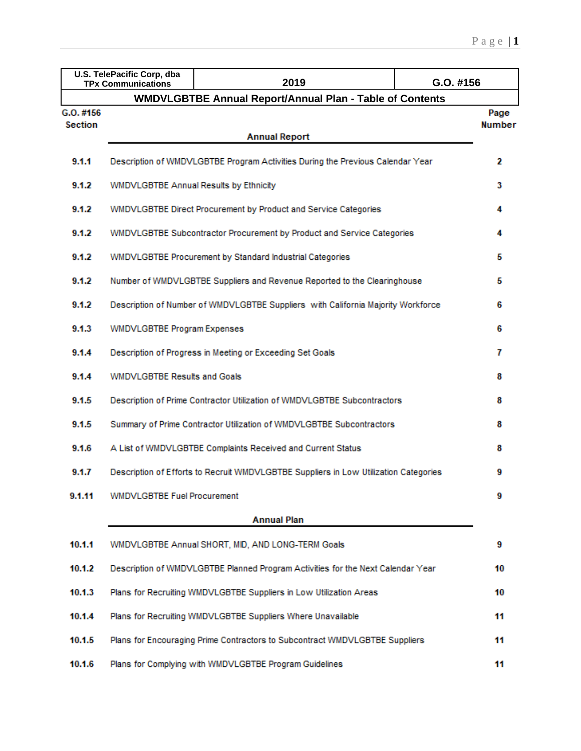| U.S. TelePacific Corp, dba TPx Communications | 2019 | G.O. #156 |
|---|---|---|

## WMDVLGBTBE Annual Report/Annual Plan - Table of Contents

| G.O. #156 Section | Annual Report | Page Number |
|---|---|---|
| 9.1.1 | Description of WMDVLGBTBE Program Activities During the Previous Calendar Year | 2 |
| 9.1.2 | WMDVLGBTBE Annual Results by Ethnicity | 3 |
| 9.1.2 | WMDVLGBTBE Direct Procurement by Product and Service Categories | 4 |
| 9.1.2 | WMDVLGBTBE Subcontractor Procurement by Product and Service Categories | 4 |
| 9.1.2 | WMDVLGBTBE Procurement by Standard Industrial Categories | 5 |
| 9.1.2 | Number of WMDVLGBTBE Suppliers and Revenue Reported to the Clearinghouse | 5 |
| 9.1.2 | Description of Number of WMDVLGBTBE Suppliers with California Majority Workforce | 6 |
| 9.1.3 | WMDVLGBTBE Program Expenses | 6 |
| 9.1.4 | Description of Progress in Meeting or Exceeding Set Goals | 7 |
| 9.1.4 | WMDVLGBTBE Results and Goals | 8 |
| 9.1.5 | Description of Prime Contractor Utilization of WMDVLGBTBE Subcontractors | 8 |
| 9.1.5 | Summary of Prime Contractor Utilization of WMDVLGBTBE Subcontractors | 8 |
| 9.1.6 | A List of WMDVLGBTBE Complaints Received and Current Status | 8 |
| 9.1.7 | Description of Efforts to Recruit WMDVLGBTBE Suppliers in Low Utilization Categories | 9 |
| 9.1.11 | WMDVLGBTBE Fuel Procurement | 9 |
| | **Annual Plan** | |
| 10.1.1 | WMDVLGBTBE Annual SHORT, MID, AND LONG-TERM Goals | 9 |
| 10.1.2 | Description of WMDVLGBTBE Planned Program Activities for the Next Calendar Year | 10 |
| 10.1.3 | Plans for Recruiting WMDVLGBTBE Suppliers in Low Utilization Areas | 10 |
| 10.1.4 | Plans for Recruiting WMDVLGBTBE Suppliers Where Unavailable | 11 |
| 10.1.5 | Plans for Encouraging Prime Contractors to Subcontract WMDVLGBTBE Suppliers | 11 |
| 10.1.6 | Plans for Complying with WMDVLGBTBE Program Guidelines | 11 |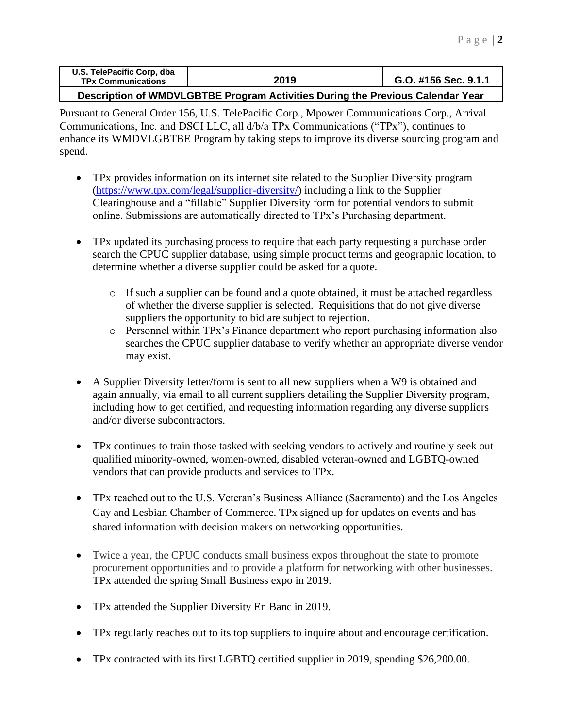| U.S. TelePacific Corp, dba TPx Communications | 2019 | G.O. #156 Sec. 9.1.1 |
|---|---|---|
| **Description of WMDVLGBTBE Program Activities During the Previous Calendar Year** | | |

Pursuant to General Order 156, U.S. TelePacific Corp., Mpower Communications Corp., Arrival Communications, Inc. and DSCI LLC, all d/b/a TPx Communications ("TPx"), continues to enhance its WMDVLGBTBE Program by taking steps to improve its diverse sourcing program and spend.

- TPx provides information on its internet site related to the Supplier Diversity program (https://www.tpx.com/legal/supplier-diversity/) including a link to the Supplier Clearinghouse and a "fillable" Supplier Diversity form for potential vendors to submit online. Submissions are automatically directed to TPx's Purchasing department.

- TPx updated its purchasing process to require that each party requesting a purchase order search the CPUC supplier database, using simple product terms and geographic location, to determine whether a diverse supplier could be asked for a quote.
  - If such a supplier can be found and a quote obtained, it must be attached regardless of whether the diverse supplier is selected. Requisitions that do not give diverse suppliers the opportunity to bid are subject to rejection.
  - Personnel within TPx's Finance department who report purchasing information also searches the CPUC supplier database to verify whether an appropriate diverse vendor may exist.

- A Supplier Diversity letter/form is sent to all new suppliers when a W9 is obtained and again annually, via email to all current suppliers detailing the Supplier Diversity program, including how to get certified, and requesting information regarding any diverse suppliers and/or diverse subcontractors.

- TPx continues to train those tasked with seeking vendors to actively and routinely seek out qualified minority-owned, women-owned, disabled veteran-owned and LGBTQ-owned vendors that can provide products and services to TPx.

- TPx reached out to the U.S. Veteran's Business Alliance (Sacramento) and the Los Angeles Gay and Lesbian Chamber of Commerce. TPx signed up for updates on events and has shared information with decision makers on networking opportunities.

- Twice a year, the CPUC conducts small business expos throughout the state to promote procurement opportunities and to provide a platform for networking with other businesses. TPx attended the spring Small Business expo in 2019.

- TPx attended the Supplier Diversity En Banc in 2019.

- TPx regularly reaches out to its top suppliers to inquire about and encourage certification.

- TPx contracted with its first LGBTQ certified supplier in 2019, spending $26,200.00.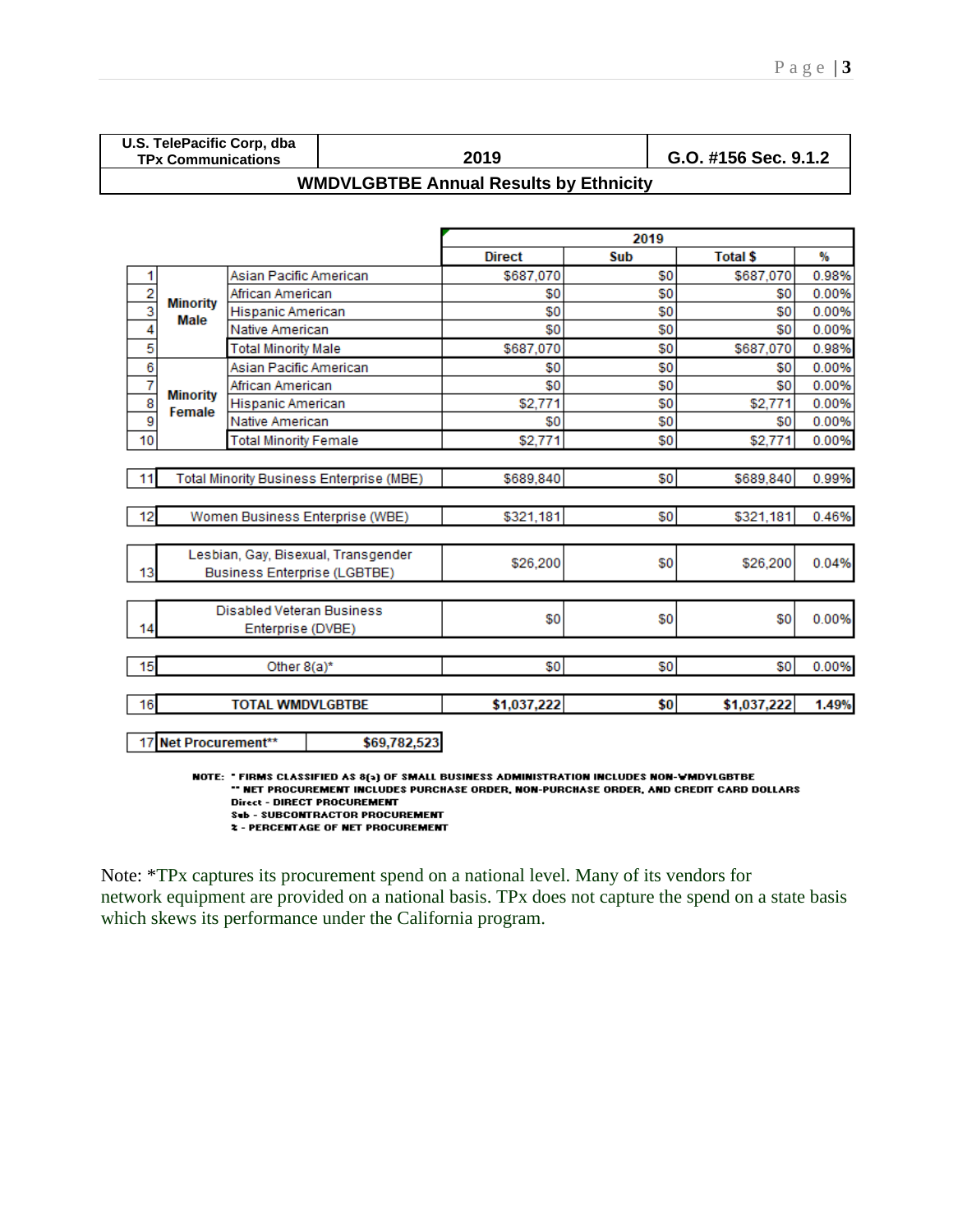| U.S. TelePacific Corp, dba TPx Communications | 2019 | G.O. #156 Sec. 9.1.2 |
|---|---|---|
| **WMDVLGBTBE Annual Results by Ethnicity** | | |

| | | | 2019 | | | |
|---|---|---|---|---|---|---|
| | | | **Direct** | **Sub** | **Total $** | **%** |
| 1 | **Minority Male** | Asian Pacific American | $687,070 | $0 | $687,070 | 0.98% |
| 2 | | African American | $0 | $0 | $0 | 0.00% |
| 3 | | Hispanic American | $0 | $0 | $0 | 0.00% |
| 4 | | Native American | $0 | $0 | $0 | 0.00% |
| 5 | | Total Minority Male | $687,070 | $0 | $687,070 | 0.98% |
| 6 | **Minority Female** | Asian Pacific American | $0 | $0 | $0 | 0.00% |
| 7 | | African American | $0 | $0 | $0 | 0.00% |
| 8 | | Hispanic American | $2,771 | $0 | $2,771 | 0.00% |
| 9 | | Native American | $0 | $0 | $0 | 0.00% |
| 10 | | Total Minority Female | $2,771 | $0 | $2,771 | 0.00% |
| 11 | Total Minority Business Enterprise (MBE) | | $689,840 | $0 | $689,840 | 0.99% |
| 12 | Women Business Enterprise (WBE) | | $321,181 | $0 | $321,181 | 0.46% |
| 13 | Lesbian, Gay, Bisexual, Transgender Business Enterprise (LGBTBE) | | $26,200 | $0 | $26,200 | 0.04% |
| 14 | Disabled Veteran Business Enterprise (DVBE) | | $0 | $0 | $0 | 0.00% |
| 15 | Other 8(a)* | | $0 | $0 | $0 | 0.00% |
| 16 | **TOTAL WMDVLGBTBE** | | **$1,037,222** | **$0** | **$1,037,222** | **1.49%** |

| 17 | **Net Procurement**** | **$69,782,523** |
|---|---|---|

NOTE: * FIRMS CLASSIFIED AS 8(a) OF SMALL BUSINESS ADMINISTRATION INCLUDES NON-WMDVLGBTBE
** NET PROCUREMENT INCLUDES PURCHASE ORDER, NON-PURCHASE ORDER, AND CREDIT CARD DOLLARS
Direct - DIRECT PROCUREMENT
Sub - SUBCONTRACTOR PROCUREMENT
% - PERCENTAGE OF NET PROCUREMENT

Note: *TPx captures its procurement spend on a national level. Many of its vendors for network equipment are provided on a national basis. TPx does not capture the spend on a state basis which skews its performance under the California program.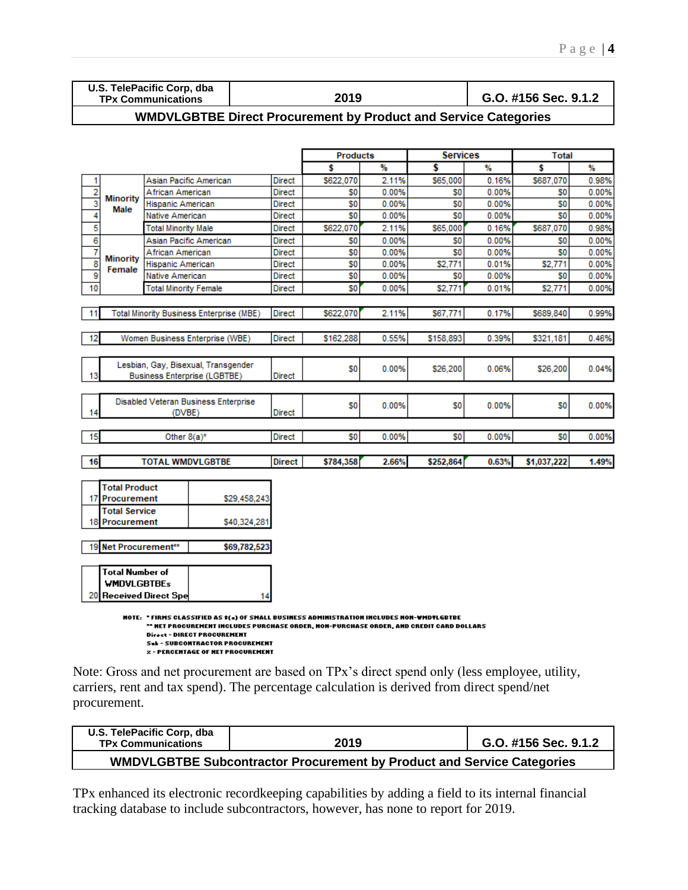| U.S. TelePacific Corp, dba TPx Communications | 2019 | G.O. #156 Sec. 9.1.2 |
|---|---|---|
| **WMDVLGBTBE Direct Procurement by Product and Service Categories** | | |

| | | | | Products | | Services | | Total | |
|---|---|---|---|---|---|---|---|---|---|
| | | | | $ | % | $ | % | $ | % |
| 1 | Minority Male | Asian Pacific American | Direct | $622,070 | 2.11% | $65,000 | 0.16% | $687,070 | 0.98% |
| 2 | | African American | Direct | $0 | 0.00% | $0 | 0.00% | $0 | 0.00% |
| 3 | | Hispanic American | Direct | $0 | 0.00% | $0 | 0.00% | $0 | 0.00% |
| 4 | | Native American | Direct | $0 | 0.00% | $0 | 0.00% | $0 | 0.00% |
| 5 | | Total Minority Male | Direct | $622,070 | 2.11% | $65,000 | 0.16% | $687,070 | 0.98% |
| 6 | Minority Female | Asian Pacific American | Direct | $0 | 0.00% | $0 | 0.00% | $0 | 0.00% |
| 7 | | African American | Direct | $0 | 0.00% | $0 | 0.00% | $0 | 0.00% |
| 8 | | Hispanic American | Direct | $0 | 0.00% | $2,771 | 0.01% | $2,771 | 0.00% |
| 9 | | Native American | Direct | $0 | 0.00% | $0 | 0.00% | $0 | 0.00% |
| 10 | | Total Minority Female | Direct | $0 | 0.00% | $2,771 | 0.01% | $2,771 | 0.00% |
| 11 | Total Minority Business Enterprise (MBE) | | Direct | $622,070 | 2.11% | $67,771 | 0.17% | $689,840 | 0.99% |
| 12 | Women Business Enterprise (WBE) | | Direct | $162,288 | 0.55% | $158,893 | 0.39% | $321,181 | 0.46% |
| 13 | Lesbian, Gay, Bisexual, Transgender Business Enterprise (LGBTBE) | | Direct | $0 | 0.00% | $26,200 | 0.06% | $26,200 | 0.04% |
| 14 | Disabled Veteran Business Enterprise (DVBE) | | Direct | $0 | 0.00% | $0 | 0.00% | $0 | 0.00% |
| 15 | Other 8(a)* | | Direct | $0 | 0.00% | $0 | 0.00% | $0 | 0.00% |
| 16 | **TOTAL WMDVLGBTBE** | | **Direct** | **$784,358** | **2.66%** | **$252,864** | **0.63%** | **$1,037,222** | **1.49%** |

| | | |
|---|---|---|
| 17 | **Total Product Procurement** | $29,458,243 |
| 18 | **Total Service Procurement** | $40,324,281 |
| 19 | **Net Procurement**** | **$69,782,523** |
| 20 | **Total Number of WMDVLGBTBEs Received Direct Spe** | 14 |

NOTE: * FIRMS CLASSIFIED AS 8(a) OF SMALL BUSINESS ADMINISTRATION INCLUDES NON-WMDVLGBTBE
** NET PROCUREMENT INCLUDES PURCHASE ORDER, NON-PURCHASE ORDER, AND CREDIT CARD DOLLARS
Direct - DIRECT PROCUREMENT
Sub - SUBCONTRACTOR PROCUREMENT
% - PERCENTAGE OF NET PROCUREMENT

Note: Gross and net procurement are based on TPx's direct spend only (less employee, utility, carriers, rent and tax spend). The percentage calculation is derived from direct spend/net procurement.

| U.S. TelePacific Corp, dba TPx Communications | 2019 | G.O. #156 Sec. 9.1.2 |
|---|---|---|
| **WMDVLGBTBE Subcontractor Procurement by Product and Service Categories** | | |

TPx enhanced its electronic recordkeeping capabilities by adding a field to its internal financial tracking database to include subcontractors, however, has none to report for 2019.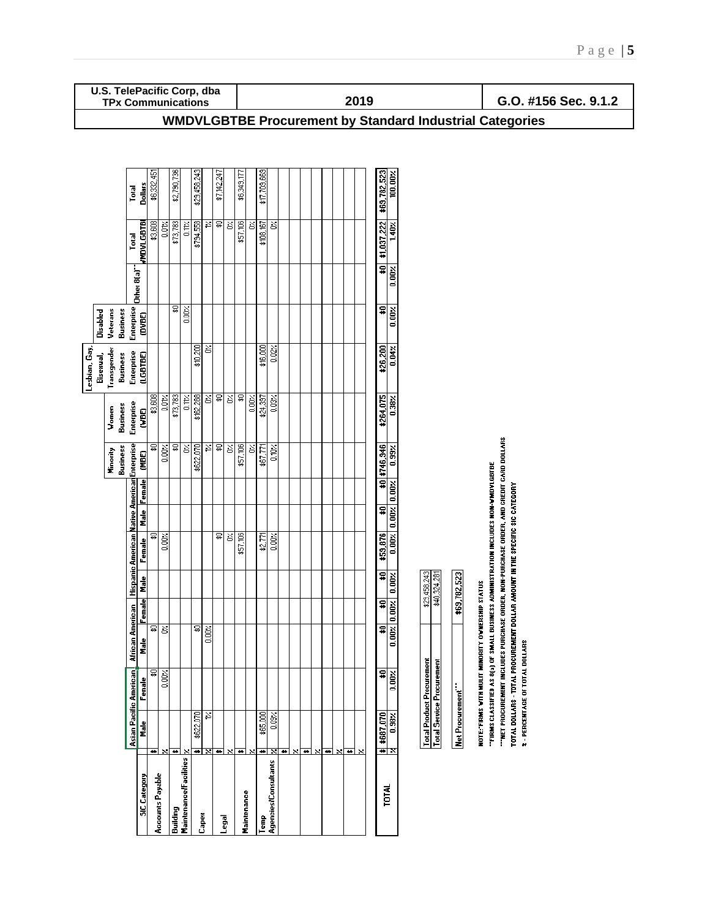| U.S. TelePacific Corp, dba TPx Communications | 2019 | G.O. #156 Sec. 9.1.2 |
|---|---|---|

## WMDVLGBTBE Procurement by Standard Industrial Categories

| SIC Category | | Asian Pacific American | | African American | | Hispanic American | | Native American | | Minority Business Enterprise (MBE) | Women Business Enterprise (WBE) | Lesbian, Gay, Bisexual, Transgender Business Enterprise (LGBTBE) | Disabled Veterans Business Enterprise (DVBE) | Other 8(a)** | Total WMDVLGBTBE | Total Dollars |
|---|---|---|---|---|---|---|---|---|---|---|---|---|---|---|---|---|
| | | Male | Female | Male | Female | Male | Female | Male | Female | | | | | | | |
| Accounts Payable | $ | | $0 | $0 | | | $0 | | | $0 | $3,608 | | | | $3,608 | $6,332,451 |
| | % | | 0.00% | 0% | | | 0.00% | | | 0.00% | 0.01% | | | | 0.01% | |
| Building Maintenance/Facilities | $ | | | | | | | | | $0 | $73,783 | | $0 | | $73,783 | $2,790,736 |
| | % | | | | | | | | | 0% | 0.11% | | 0.00% | | 0.11% | |
| Capex | $ | $622,070 | | | $0 | | | | | $622,070 | $162,288 | $10,200 | | | $794,558 | $29,458,243 |
| | % | 1% | | | 0.00% | | | | | 1% | 0% | 0% | | | 1% | |
| Legal | $ | | | | | | $0 | | | $0 | $0 | | | | $0 | $7,142,247 |
| | % | | | | | | 0% | | | 0% | 0% | | | | 0% | |
| Maintenance | $ | | | | | | $57,106 | | | $57,106 | $0 | | | | $57,106 | $6,349,177 |
| | % | | | | | | | | | 0% | 0.00% | | | | 0% | |
| Temp Agencies/Consultants | $ | $65,000 | | | | | $2,771 | | | $67,771 | $24,337 | $16,000 | | | $108,167 | $17,709,669 |
| | % | 0.09% | | | | | 0.00% | | | 0.10% | 0.03% | 0.02% | | | 0% | |
| TOTAL | $ | $687,070 | $0 | $0 | $0 | $0 | $59,876 | $0 | $0 | $746,946 | $264,075 | $26,200 | $0 | $0 | $1,037,222 | $69,782,523 |
| | % | 0.98% | 0.00% | 0.00% | 0.00% | 0.00% | 0.00% | 0.00% | 0.00% | 0.99% | 0.38% | 0.04% | 0.00% | 0.00% | 1.40% | 100.00% |

| | |
|---|---|
| Total Product Procurement | $29,458,243 |
| Total Service Procurement | $40,324,281 |
| Net Procurement*** | $69,782,523 |

NOTE: *FIRMS WITH MULIT MINORITY OWNERSHIP STATUS

**FIRMS CLASSIFIED AS 8(a) OF SMALL BUSINESS ADMINISTRATION INCLUDES NON-WMDVLGBTBE

***NET PROCUREMENT INCLUDES PURCHASE ORDER, NON-PURCHASE ORDER, AND CREDIT CARD DOLLARS

TOTAL DOLLARS - TOTAL PROCUREMENT DOLLAR AMOUNT IN THE SPECIFIC SIC CATEGORY

% - PERCENTAGE OF TOTAL DOLLARS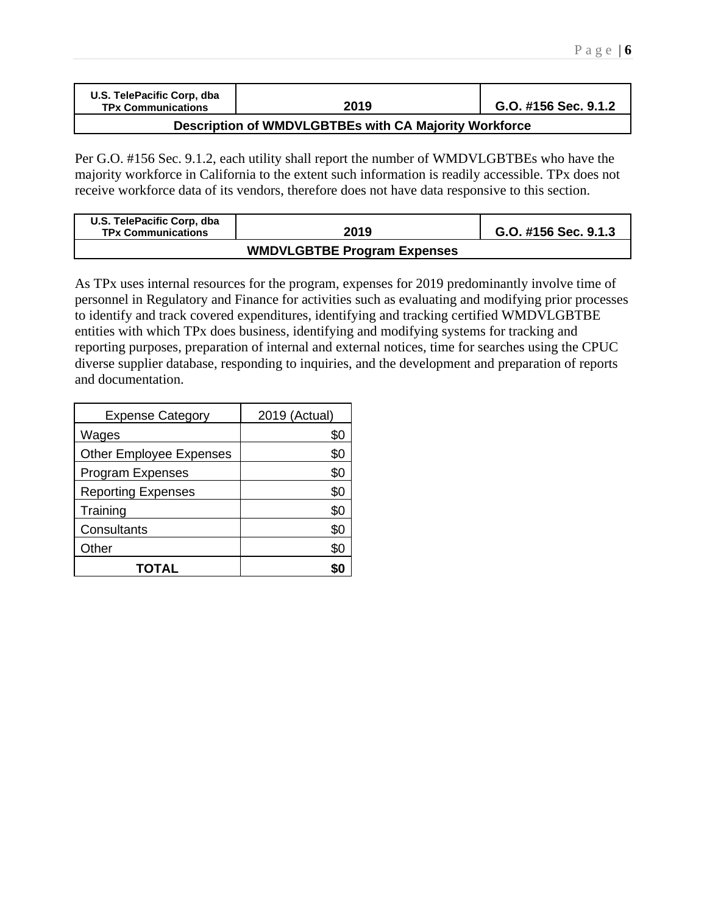| U.S. TelePacific Corp, dba TPx Communications | 2019 | G.O. #156 Sec. 9.1.2 |
| --- | --- | --- |
| **Description of WMDVLGBTBEs with CA Majority Workforce** | | |

Per G.O. #156 Sec. 9.1.2, each utility shall report the number of WMDVLGBTBEs who have the majority workforce in California to the extent such information is readily accessible. TPx does not receive workforce data of its vendors, therefore does not have data responsive to this section.

| U.S. TelePacific Corp, dba TPx Communications | 2019 | G.O. #156 Sec. 9.1.3 |
| --- | --- | --- |
| **WMDVLGBTBE Program Expenses** | | |

As TPx uses internal resources for the program, expenses for 2019 predominantly involve time of personnel in Regulatory and Finance for activities such as evaluating and modifying prior processes to identify and track covered expenditures, identifying and tracking certified WMDVLGBTBE entities with which TPx does business, identifying and modifying systems for tracking and reporting purposes, preparation of internal and external notices, time for searches using the CPUC diverse supplier database, responding to inquiries, and the development and preparation of reports and documentation.

| Expense Category | 2019 (Actual) |
| --- | --- |
| Wages | $0 |
| Other Employee Expenses | $0 |
| Program Expenses | $0 |
| Reporting Expenses | $0 |
| Training | $0 |
| Consultants | $0 |
| Other | $0 |
| **TOTAL** | **$0** |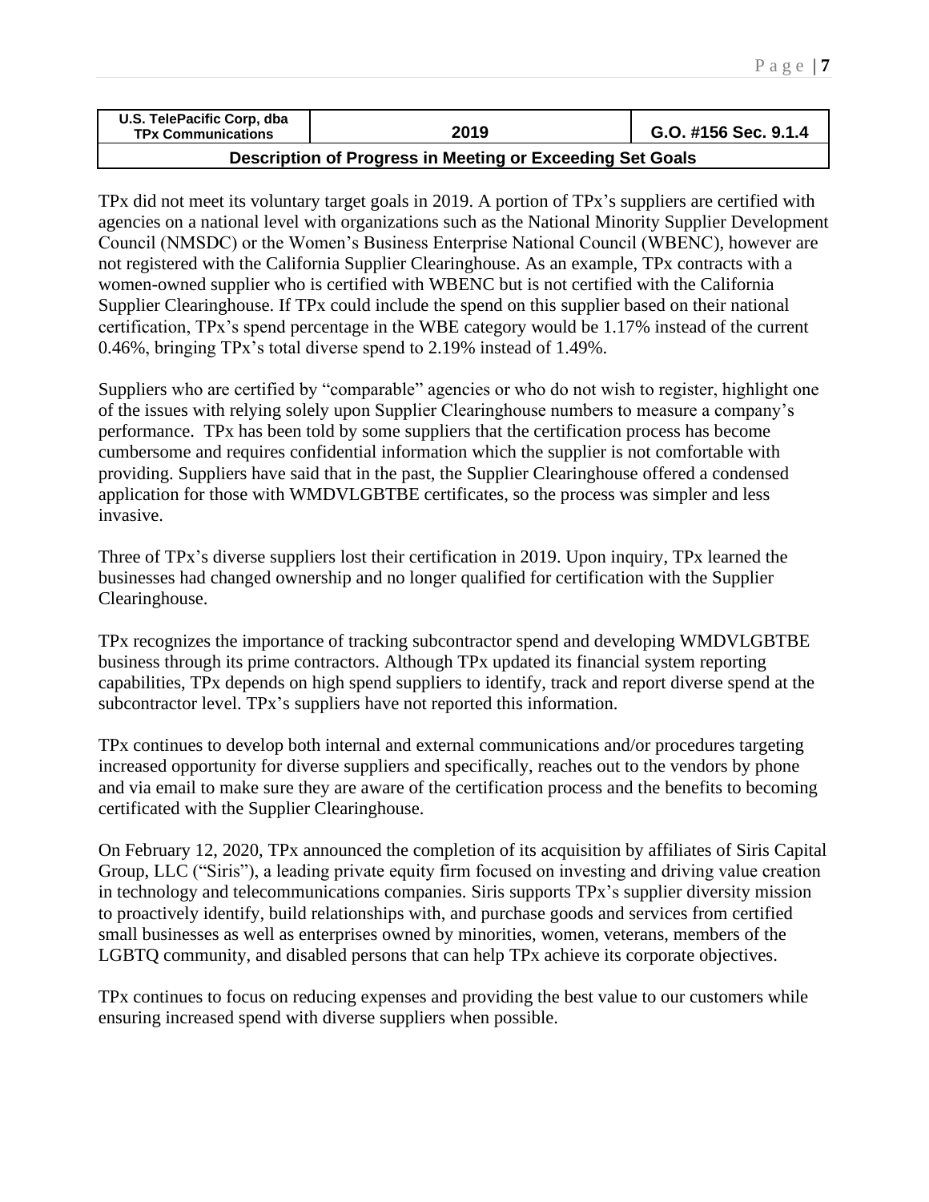| U.S. TelePacific Corp, dba TPx Communications | 2019 | G.O. #156 Sec. 9.1.4 |
| --- | --- | --- |
| **Description of Progress in Meeting or Exceeding Set Goals** | | |

TPx did not meet its voluntary target goals in 2019. A portion of TPx's suppliers are certified with agencies on a national level with organizations such as the National Minority Supplier Development Council (NMSDC) or the Women's Business Enterprise National Council (WBENC), however are not registered with the California Supplier Clearinghouse. As an example, TPx contracts with a women-owned supplier who is certified with WBENC but is not certified with the California Supplier Clearinghouse. If TPx could include the spend on this supplier based on their national certification, TPx's spend percentage in the WBE category would be 1.17% instead of the current 0.46%, bringing TPx's total diverse spend to 2.19% instead of 1.49%.

Suppliers who are certified by "comparable" agencies or who do not wish to register, highlight one of the issues with relying solely upon Supplier Clearinghouse numbers to measure a company's performance. TPx has been told by some suppliers that the certification process has become cumbersome and requires confidential information which the supplier is not comfortable with providing. Suppliers have said that in the past, the Supplier Clearinghouse offered a condensed application for those with WMDVLGBTBE certificates, so the process was simpler and less invasive.

Three of TPx's diverse suppliers lost their certification in 2019. Upon inquiry, TPx learned the businesses had changed ownership and no longer qualified for certification with the Supplier Clearinghouse.

TPx recognizes the importance of tracking subcontractor spend and developing WMDVLGBTBE business through its prime contractors. Although TPx updated its financial system reporting capabilities, TPx depends on high spend suppliers to identify, track and report diverse spend at the subcontractor level. TPx's suppliers have not reported this information.

TPx continues to develop both internal and external communications and/or procedures targeting increased opportunity for diverse suppliers and specifically, reaches out to the vendors by phone and via email to make sure they are aware of the certification process and the benefits to becoming certificated with the Supplier Clearinghouse.

On February 12, 2020, TPx announced the completion of its acquisition by affiliates of Siris Capital Group, LLC ("Siris"), a leading private equity firm focused on investing and driving value creation in technology and telecommunications companies. Siris supports TPx's supplier diversity mission to proactively identify, build relationships with, and purchase goods and services from certified small businesses as well as enterprises owned by minorities, women, veterans, members of the LGBTQ community, and disabled persons that can help TPx achieve its corporate objectives.

TPx continues to focus on reducing expenses and providing the best value to our customers while ensuring increased spend with diverse suppliers when possible.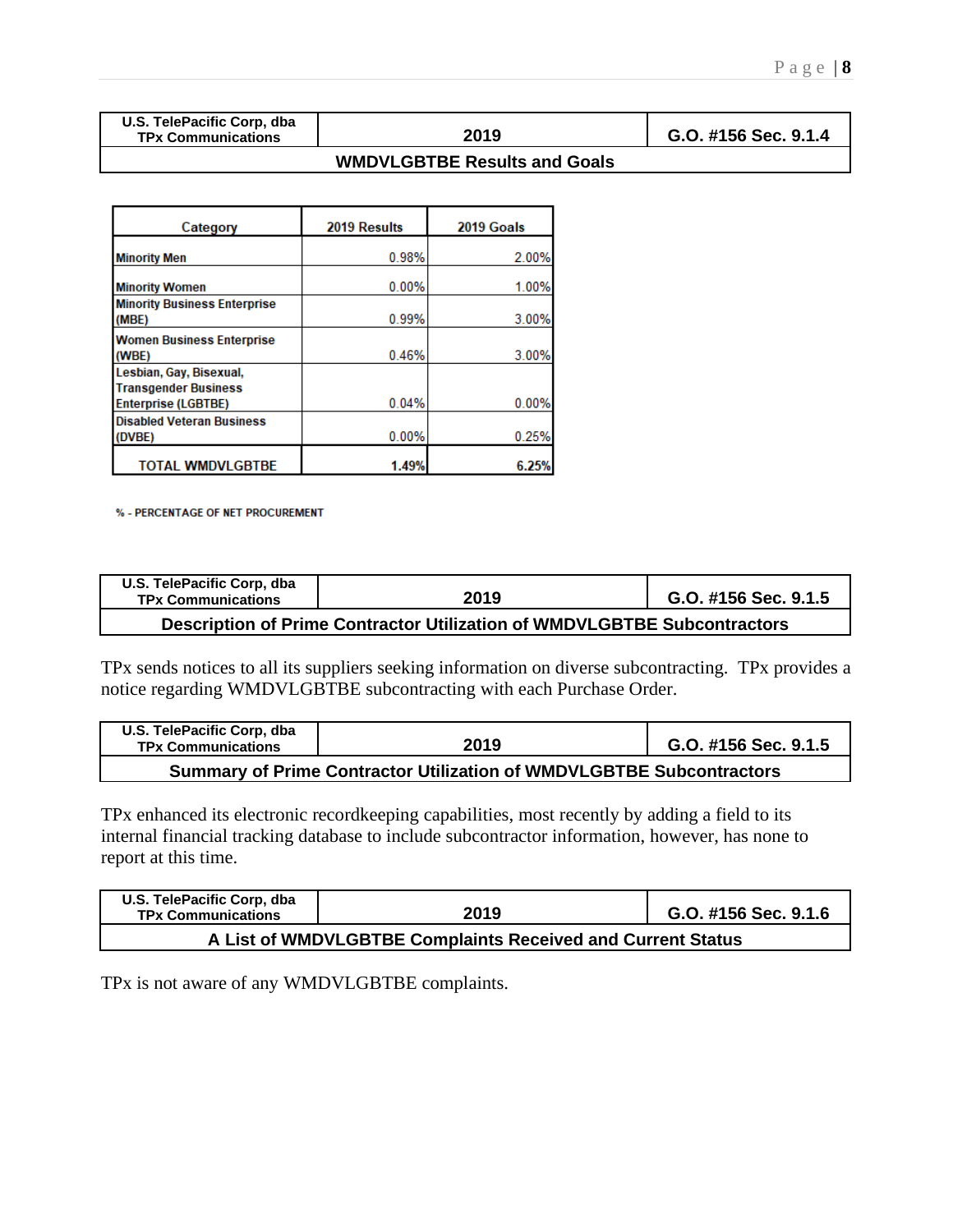| U.S. TelePacific Corp, dba TPx Communications | 2019 | G.O. #156 Sec. 9.1.4 |
|---|---|---|
| **WMDVLGBTBE Results and Goals** | | |

| Category | 2019 Results | 2019 Goals |
|---|---|---|
| Minority Men | 0.98% | 2.00% |
| Minority Women | 0.00% | 1.00% |
| Minority Business Enterprise (MBE) | 0.99% | 3.00% |
| Women Business Enterprise (WBE) | 0.46% | 3.00% |
| Lesbian, Gay, Bisexual, Transgender Business Enterprise (LGBTBE) | 0.04% | 0.00% |
| Disabled Veteran Business (DVBE) | 0.00% | 0.25% |
| TOTAL WMDVLGBTBE | **1.49%** | **6.25%** |

% - PERCENTAGE OF NET PROCUREMENT

| U.S. TelePacific Corp, dba TPx Communications | 2019 | G.O. #156 Sec. 9.1.5 |
|---|---|---|
| **Description of Prime Contractor Utilization of WMDVLGBTBE Subcontractors** | | |

TPx sends notices to all its suppliers seeking information on diverse subcontracting. TPx provides a notice regarding WMDVLGBTBE subcontracting with each Purchase Order.

| U.S. TelePacific Corp, dba TPx Communications | 2019 | G.O. #156 Sec. 9.1.5 |
|---|---|---|
| **Summary of Prime Contractor Utilization of WMDVLGBTBE Subcontractors** | | |

TPx enhanced its electronic recordkeeping capabilities, most recently by adding a field to its internal financial tracking database to include subcontractor information, however, has none to report at this time.

| U.S. TelePacific Corp, dba TPx Communications | 2019 | G.O. #156 Sec. 9.1.6 |
|---|---|---|
| **A List of WMDVLGBTBE Complaints Received and Current Status** | | |

TPx is not aware of any WMDVLGBTBE complaints.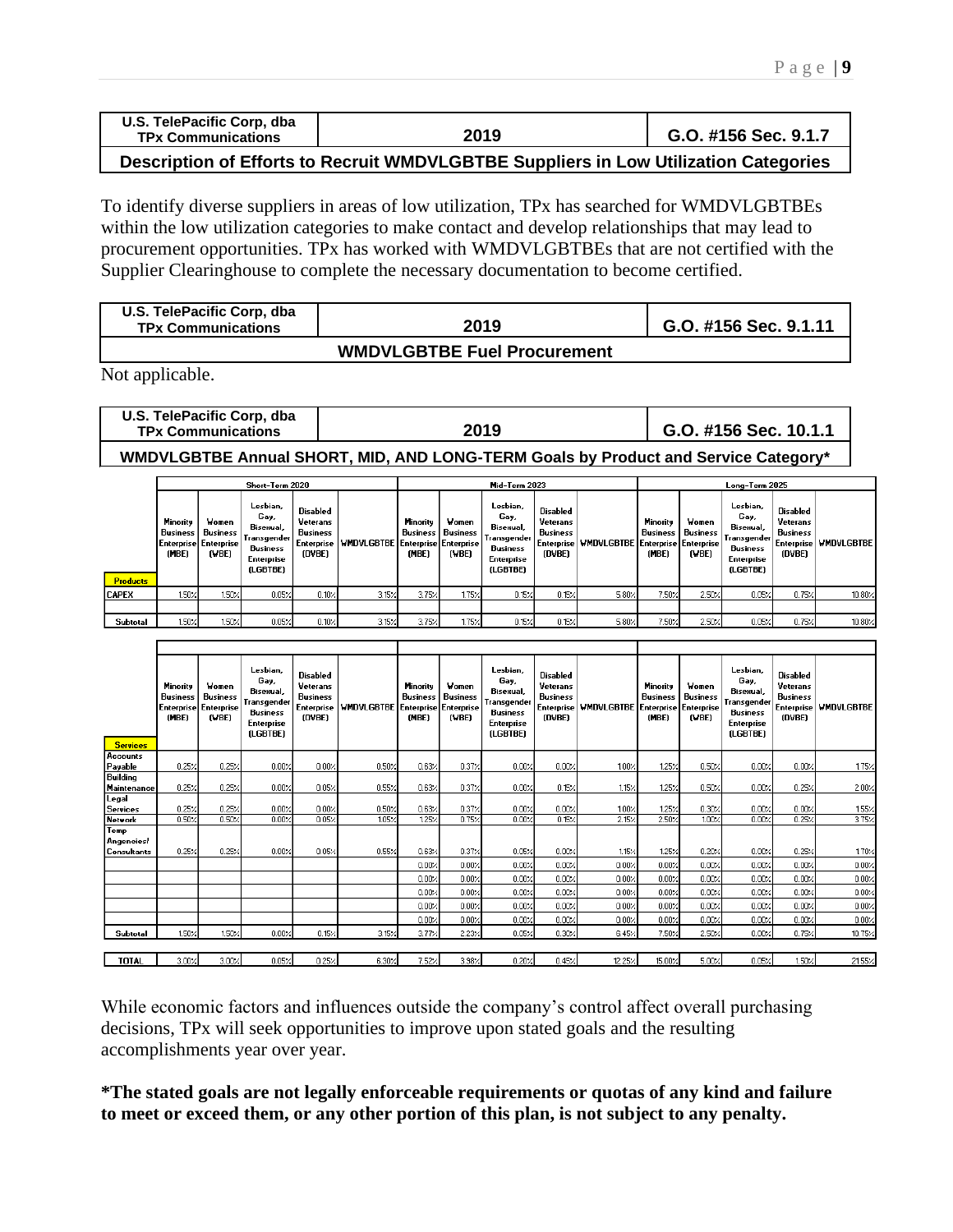| U.S. TelePacific Corp, dba TPx Communications | 2019 | G.O. #156 Sec. 9.1.7 |
|---|---|---|
| **Description of Efforts to Recruit WMDVLGBTBE Suppliers in Low Utilization Categories** | | |

To identify diverse suppliers in areas of low utilization, TPx has searched for WMDVLGBTBEs within the low utilization categories to make contact and develop relationships that may lead to procurement opportunities. TPx has worked with WMDVLGBTBEs that are not certified with the Supplier Clearinghouse to complete the necessary documentation to become certified.

| U.S. TelePacific Corp, dba TPx Communications | 2019 | G.O. #156 Sec. 9.1.11 |
|---|---|---|
| **WMDVLGBTBE Fuel Procurement** | | |

Not applicable.

| U.S. TelePacific Corp, dba TPx Communications | 2019 | G.O. #156 Sec. 10.1.1 |
|---|---|---|
| **WMDVLGBTBE Annual SHORT, MID, AND LONG-TERM Goals by Product and Service Category*** | | |

| | Short-Term 2020 | | | | | Mid-Term 2023 | | | | | Long-Term 2025 | | | | |
|---|---|---|---|---|---|---|---|---|---|---|---|---|---|---|---|
| **Products** | Minority Business Enterprise (MBE) | Women Business Enterprise (WBE) | Lesbian, Gay, Bisexual, Transgender Business Enterprise (LGBTBE) | Disabled Veterans Business Enterprise (DVBE) | WMDVLGBTBE | Minority Business Enterprise (MBE) | Women Business Enterprise (WBE) | Lesbian, Gay, Bisexual, Transgender Business Enterprise (LGBTBE) | Disabled Veterans Business Enterprise (DVBE) | WMDVLGBTBE | Minority Business Enterprise (MBE) | Women Business Enterprise (WBE) | Lesbian, Gay, Bisexual, Transgender Business Enterprise (LGBTBE) | Disabled Veterans Business Enterprise (DVBE) | WMDVLGBTBE |
| CAPEX | 1.50% | 1.50% | 0.05% | 0.10% | 3.15% | 3.75% | 1.75% | 0.15% | 0.15% | 5.80% | 7.50% | 2.50% | 0.05% | 0.75% | 10.80% |
| Subtotal | 1.50% | 1.50% | 0.05% | 0.10% | 3.15% | 3.75% | 1.75% | 0.15% | 0.15% | 5.80% | 7.50% | 2.50% | 0.05% | 0.75% | 10.80% |

| **Services** | Minority Business Enterprise (MBE) | Women Business Enterprise (WBE) | Lesbian, Gay, Bisexual, Transgender Business Enterprise (LGBTBE) | Disabled Veterans Business Enterprise (DVBE) | WMDVLGBTBE | Minority Business Enterprise (MBE) | Women Business Enterprise (WBE) | Lesbian, Gay, Bisexual, Transgender Business Enterprise (LGBTBE) | Disabled Veterans Business Enterprise (DVBE) | WMDVLGBTBE | Minority Business Enterprise (MBE) | Women Business Enterprise (WBE) | Lesbian, Gay, Bisexual, Transgender Business Enterprise (LGBTBE) | Disabled Veterans Business Enterprise (DVBE) | WMDVLGBTBE |
|---|---|---|---|---|---|---|---|---|---|---|---|---|---|---|---|
| Accounts Payable | 0.25% | 0.25% | 0.00% | 0.00% | 0.50% | 0.63% | 0.37% | 0.00% | 0.00% | 1.00% | 1.25% | 0.50% | 0.00% | 0.00% | 1.75% |
| Building Maintenance | 0.25% | 0.25% | 0.00% | 0.05% | 0.55% | 0.63% | 0.37% | 0.00% | 0.15% | 1.15% | 1.25% | 0.50% | 0.00% | 0.25% | 2.00% |
| Legal Services | 0.25% | 0.25% | 0.00% | 0.00% | 0.50% | 0.63% | 0.37% | 0.00% | 0.00% | 1.00% | 1.25% | 0.30% | 0.00% | 0.00% | 1.55% |
| Network | 0.50% | 0.50% | 0.00% | 0.05% | 1.05% | 1.25% | 0.75% | 0.00% | 0.15% | 2.15% | 2.50% | 1.00% | 0.00% | 0.25% | 3.75% |
| Temp Angencies/ Consultants | 0.25% | 0.25% | 0.00% | 0.05% | 0.55% | 0.63% | 0.37% | 0.05% | 0.00% | 1.15% | 1.25% | 0.20% | 0.00% | 0.25% | 1.70% |
| | | | | | | 0.00% | 0.00% | 0.00% | 0.00% | 0.00% | 0.00% | 0.00% | 0.00% | 0.00% | 0.00% |
| | | | | | | 0.00% | 0.00% | 0.00% | 0.00% | 0.00% | 0.00% | 0.00% | 0.00% | 0.00% | 0.00% |
| | | | | | | 0.00% | 0.00% | 0.00% | 0.00% | 0.00% | 0.00% | 0.00% | 0.00% | 0.00% | 0.00% |
| | | | | | | 0.00% | 0.00% | 0.00% | 0.00% | 0.00% | 0.00% | 0.00% | 0.00% | 0.00% | 0.00% |
| | | | | | | 0.00% | 0.00% | 0.00% | 0.00% | 0.00% | 0.00% | 0.00% | 0.00% | 0.00% | 0.00% |
| Subtotal | 1.50% | 1.50% | 0.00% | 0.15% | 3.15% | 3.77% | 2.23% | 0.05% | 0.30% | 6.45% | 7.50% | 2.50% | 0.00% | 0.75% | 10.75% |
| **TOTAL** | 3.00% | 3.00% | 0.05% | 0.25% | 6.30% | 7.52% | 3.98% | 0.20% | 0.45% | 12.25% | 15.00% | 5.00% | 0.05% | 1.50% | 21.55% |

While economic factors and influences outside the company's control affect overall purchasing decisions, TPx will seek opportunities to improve upon stated goals and the resulting accomplishments year over year.

**\*The stated goals are not legally enforceable requirements or quotas of any kind and failure to meet or exceed them, or any other portion of this plan, is not subject to any penalty.**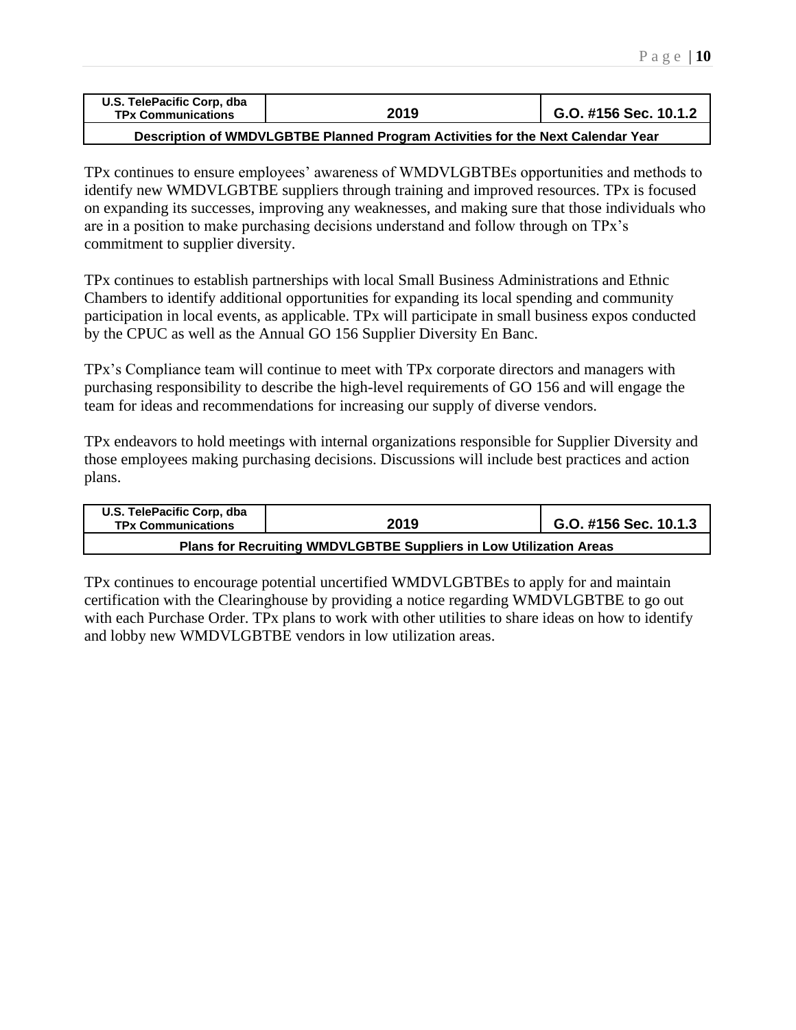| U.S. TelePacific Corp, dba TPx Communications | 2019 | G.O. #156 Sec. 10.1.2 |
|---|---|---|
| **Description of WMDVLGBTBE Planned Program Activities for the Next Calendar Year** | | |

TPx continues to ensure employees' awareness of WMDVLGBTBEs opportunities and methods to identify new WMDVLGBTBE suppliers through training and improved resources. TPx is focused on expanding its successes, improving any weaknesses, and making sure that those individuals who are in a position to make purchasing decisions understand and follow through on TPx's commitment to supplier diversity.

TPx continues to establish partnerships with local Small Business Administrations and Ethnic Chambers to identify additional opportunities for expanding its local spending and community participation in local events, as applicable. TPx will participate in small business expos conducted by the CPUC as well as the Annual GO 156 Supplier Diversity En Banc.

TPx's Compliance team will continue to meet with TPx corporate directors and managers with purchasing responsibility to describe the high-level requirements of GO 156 and will engage the team for ideas and recommendations for increasing our supply of diverse vendors.

TPx endeavors to hold meetings with internal organizations responsible for Supplier Diversity and those employees making purchasing decisions. Discussions will include best practices and action plans.

| U.S. TelePacific Corp, dba TPx Communications | 2019 | G.O. #156 Sec. 10.1.3 |
|---|---|---|
| **Plans for Recruiting WMDVLGBTBE Suppliers in Low Utilization Areas** | | |

TPx continues to encourage potential uncertified WMDVLGBTBEs to apply for and maintain certification with the Clearinghouse by providing a notice regarding WMDVLGBTBE to go out with each Purchase Order. TPx plans to work with other utilities to share ideas on how to identify and lobby new WMDVLGBTBE vendors in low utilization areas.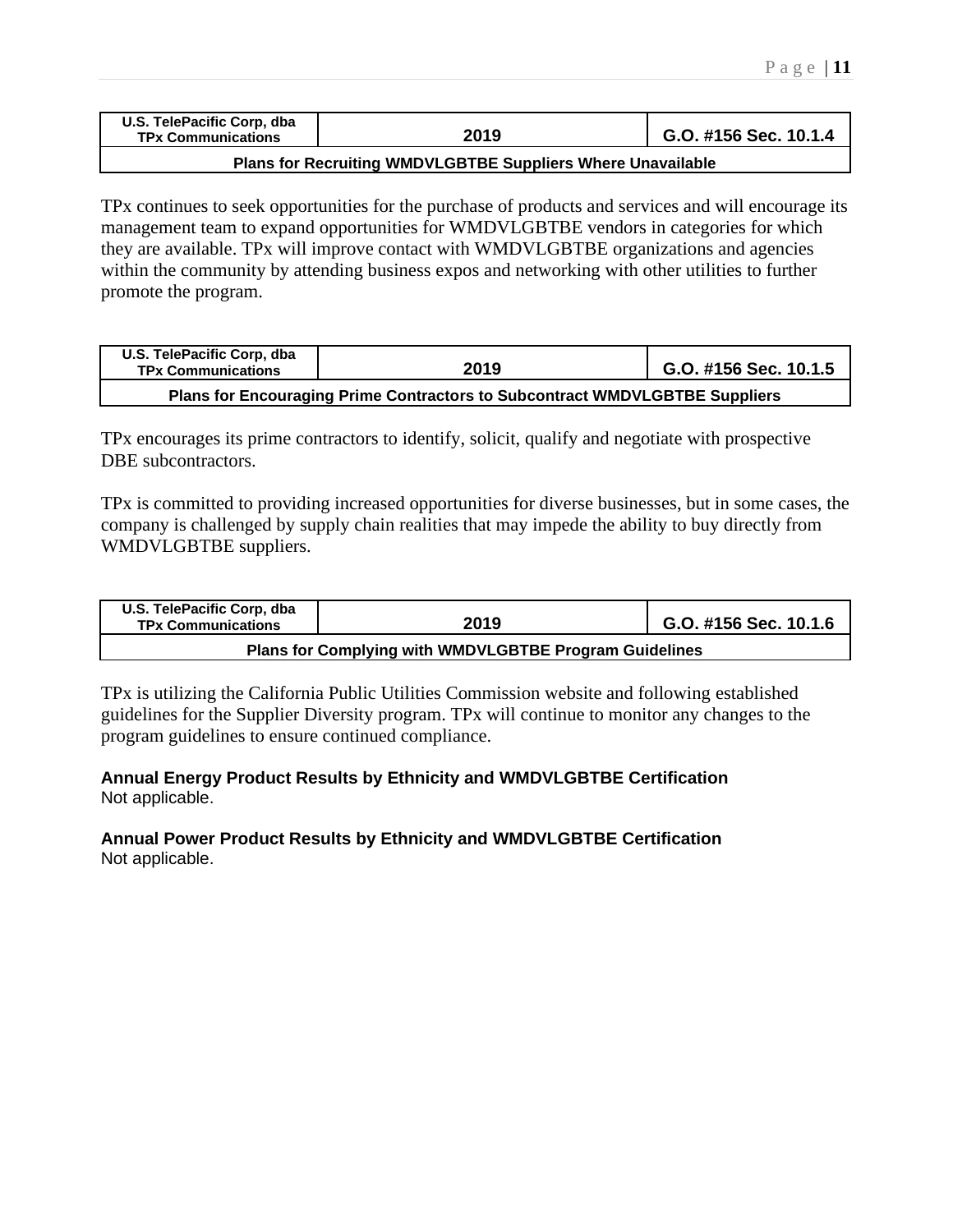| U.S. TelePacific Corp, dba TPx Communications | 2019 | G.O. #156 Sec. 10.1.4 |
|---|---|---|
| **Plans for Recruiting WMDVLGBTBE Suppliers Where Unavailable** | | |

TPx continues to seek opportunities for the purchase of products and services and will encourage its management team to expand opportunities for WMDVLGBTBE vendors in categories for which they are available. TPx will improve contact with WMDVLGBTBE organizations and agencies within the community by attending business expos and networking with other utilities to further promote the program.

| U.S. TelePacific Corp, dba TPx Communications | 2019 | G.O. #156 Sec. 10.1.5 |
|---|---|---|
| **Plans for Encouraging Prime Contractors to Subcontract WMDVLGBTBE Suppliers** | | |

TPx encourages its prime contractors to identify, solicit, qualify and negotiate with prospective DBE subcontractors.

TPx is committed to providing increased opportunities for diverse businesses, but in some cases, the company is challenged by supply chain realities that may impede the ability to buy directly from WMDVLGBTBE suppliers.

| U.S. TelePacific Corp, dba TPx Communications | 2019 | G.O. #156 Sec. 10.1.6 |
|---|---|---|
| **Plans for Complying with WMDVLGBTBE Program Guidelines** | | |

TPx is utilizing the California Public Utilities Commission website and following established guidelines for the Supplier Diversity program. TPx will continue to monitor any changes to the program guidelines to ensure continued compliance.

**Annual Energy Product Results by Ethnicity and WMDVLGBTBE Certification**

Not applicable.

**Annual Power Product Results by Ethnicity and WMDVLGBTBE Certification**

Not applicable.